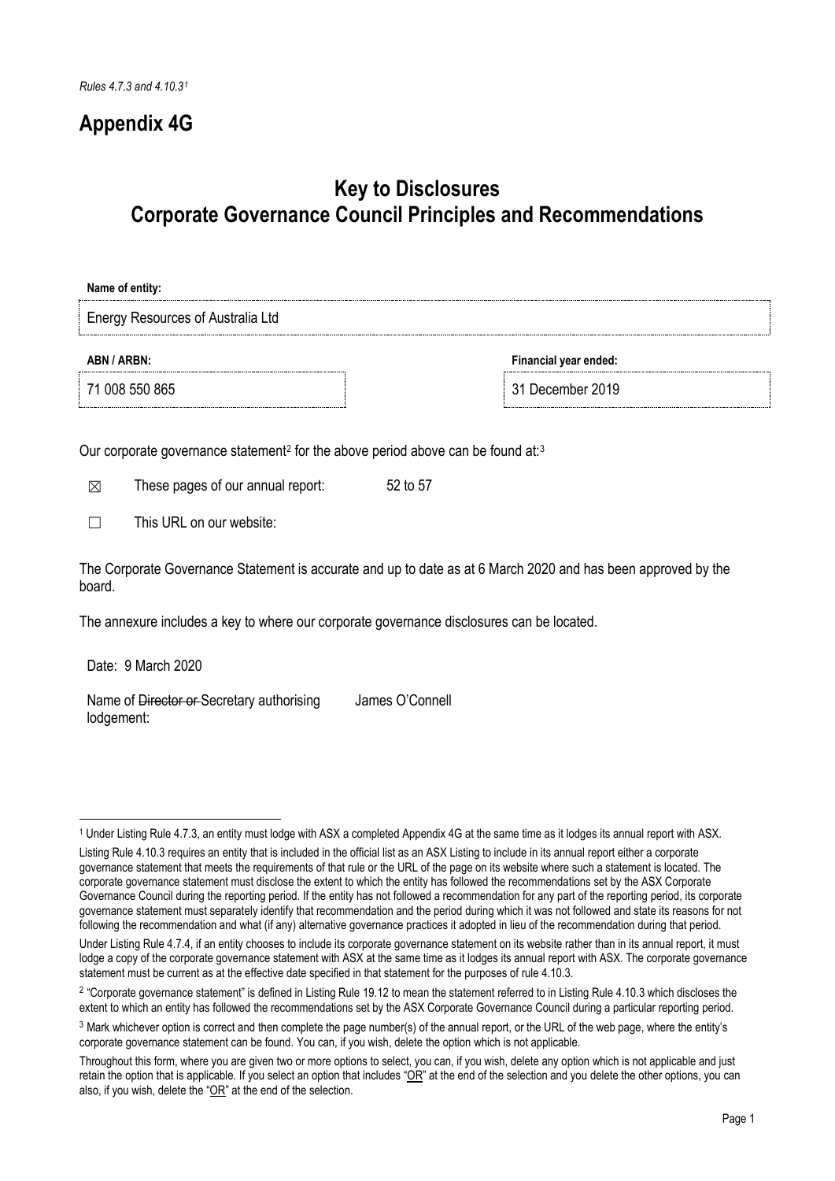*Rules 4.7.3 and 4.10.3*[1]

# Appendix 4G

## Key to Disclosures
## Corporate Governance Council Principles and Recommendations

**Name of entity:**

Energy Resources of Australia Ltd

| **ABN / ARBN:** | **Financial year ended:** |
|---|---|
| 71 008 550 865 | 31 December 2019 |

Our corporate governance statement[2] for the above period above can be found at:[3]

☒ These pages of our annual report: 52 to 57

☐ This URL on our website:

The Corporate Governance Statement is accurate and up to date as at 6 March 2020 and has been approved by the board.

The annexure includes a key to where our corporate governance disclosures can be located.

Date: 9 March 2020

Name of ~~Director or~~ Secretary authorising lodgement: James O'Connell

---

[1] Under Listing Rule 4.7.3, an entity must lodge with ASX a completed Appendix 4G at the same time as it lodges its annual report with ASX.

Listing Rule 4.10.3 requires an entity that is included in the official list as an ASX Listing to include in its annual report either a corporate governance statement that meets the requirements of that rule or the URL of the page on its website where such a statement is located. The corporate governance statement must disclose the extent to which the entity has followed the recommendations set by the ASX Corporate Governance Council during the reporting period. If the entity has not followed a recommendation for any part of the reporting period, its corporate governance statement must separately identify that recommendation and the period during which it was not followed and state its reasons for not following the recommendation and what (if any) alternative governance practices it adopted in lieu of the recommendation during that period.

Under Listing Rule 4.7.4, if an entity chooses to include its corporate governance statement on its website rather than in its annual report, it must lodge a copy of the corporate governance statement with ASX at the same time as it lodges its annual report with ASX. The corporate governance statement must be current as at the effective date specified in that statement for the purposes of rule 4.10.3.

[2] "Corporate governance statement" is defined in Listing Rule 19.12 to mean the statement referred to in Listing Rule 4.10.3 which discloses the extent to which an entity has followed the recommendations set by the ASX Corporate Governance Council during a particular reporting period.

[3] Mark whichever option is correct and then complete the page number(s) of the annual report, or the URL of the web page, where the entity's corporate governance statement can be found. You can, if you wish, delete the option which is not applicable.

Throughout this form, where you are given two or more options to select, you can, if you wish, delete any option which is not applicable and just retain the option that is applicable. If you select an option that includes "<u>OR</u>" at the end of the selection and you delete the other options, you can also, if you wish, delete the "<u>OR</u>" at the end of the selection.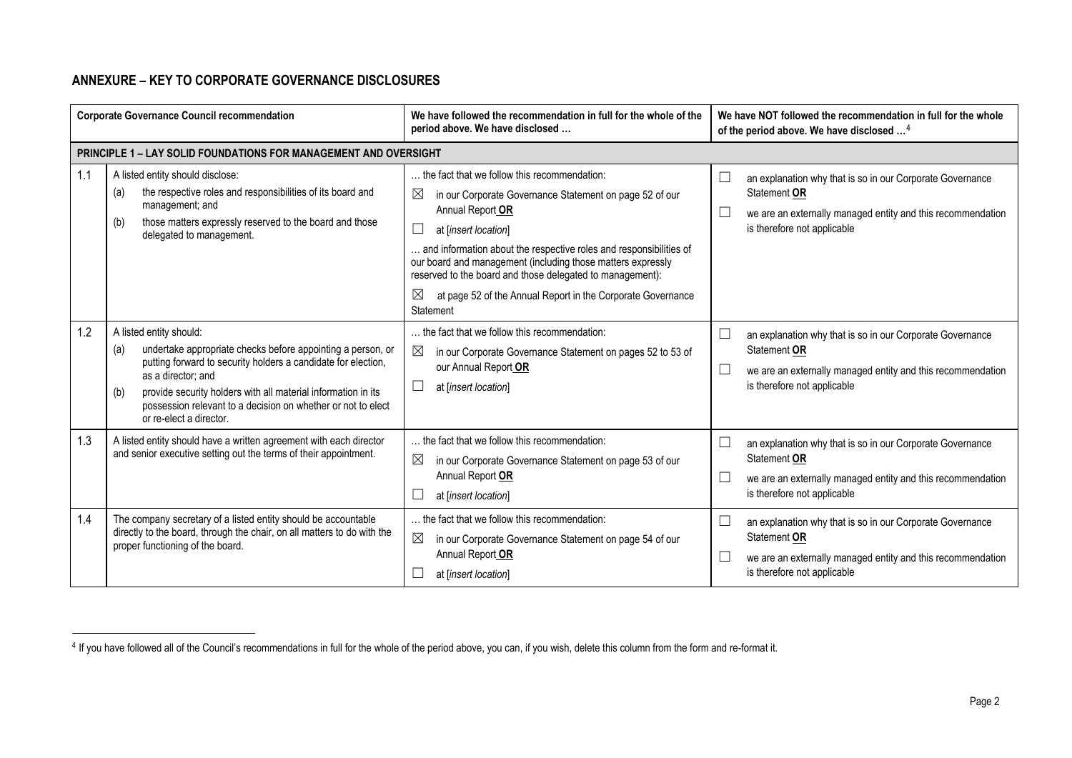## ANNEXURE – KEY TO CORPORATE GOVERNANCE DISCLOSURES

| | Corporate Governance Council recommendation | We have followed the recommendation in full for the whole of the period above. We have disclosed … | We have NOT followed the recommendation in full for the whole of the period above. We have disclosed …[4] |
|---|---|---|---|
| **PRINCIPLE 1 – LAY SOLID FOUNDATIONS FOR MANAGEMENT AND OVERSIGHT** | | | |
| 1.1 | A listed entity should disclose:<br>(a) the respective roles and responsibilities of its board and management; and<br>(b) those matters expressly reserved to the board and those delegated to management. | … the fact that we follow this recommendation:<br>☒ in our Corporate Governance Statement on page 52 of our Annual Report **OR**<br>☐ at [*insert location*]<br>… and information about the respective roles and responsibilities of our board and management (including those matters expressly reserved to the board and those delegated to management):<br>☒ at page 52 of the Annual Report in the Corporate Governance Statement | ☐ an explanation why that is so in our Corporate Governance Statement **OR**<br>☐ we are an externally managed entity and this recommendation is therefore not applicable |
| 1.2 | A listed entity should:<br>(a) undertake appropriate checks before appointing a person, or putting forward to security holders a candidate for election, as a director; and<br>(b) provide security holders with all material information in its possession relevant to a decision on whether or not to elect or re-elect a director. | … the fact that we follow this recommendation:<br>☒ in our Corporate Governance Statement on pages 52 to 53 of our Annual Report **OR**<br>☐ at [*insert location*] | ☐ an explanation why that is so in our Corporate Governance Statement **OR**<br>☐ we are an externally managed entity and this recommendation is therefore not applicable |
| 1.3 | A listed entity should have a written agreement with each director and senior executive setting out the terms of their appointment. | … the fact that we follow this recommendation:<br>☒ in our Corporate Governance Statement on page 53 of our Annual Report **OR**<br>☐ at [*insert location*] | ☐ an explanation why that is so in our Corporate Governance Statement **OR**<br>☐ we are an externally managed entity and this recommendation is therefore not applicable |
| 1.4 | The company secretary of a listed entity should be accountable directly to the board, through the chair, on all matters to do with the proper functioning of the board. | … the fact that we follow this recommendation:<br>☒ in our Corporate Governance Statement on page 54 of our Annual Report **OR**<br>☐ at [*insert location*] | ☐ an explanation why that is so in our Corporate Governance Statement **OR**<br>☐ we are an externally managed entity and this recommendation is therefore not applicable |

[4] If you have followed all of the Council's recommendations in full for the whole of the period above, you can, if you wish, delete this column from the form and re-format it.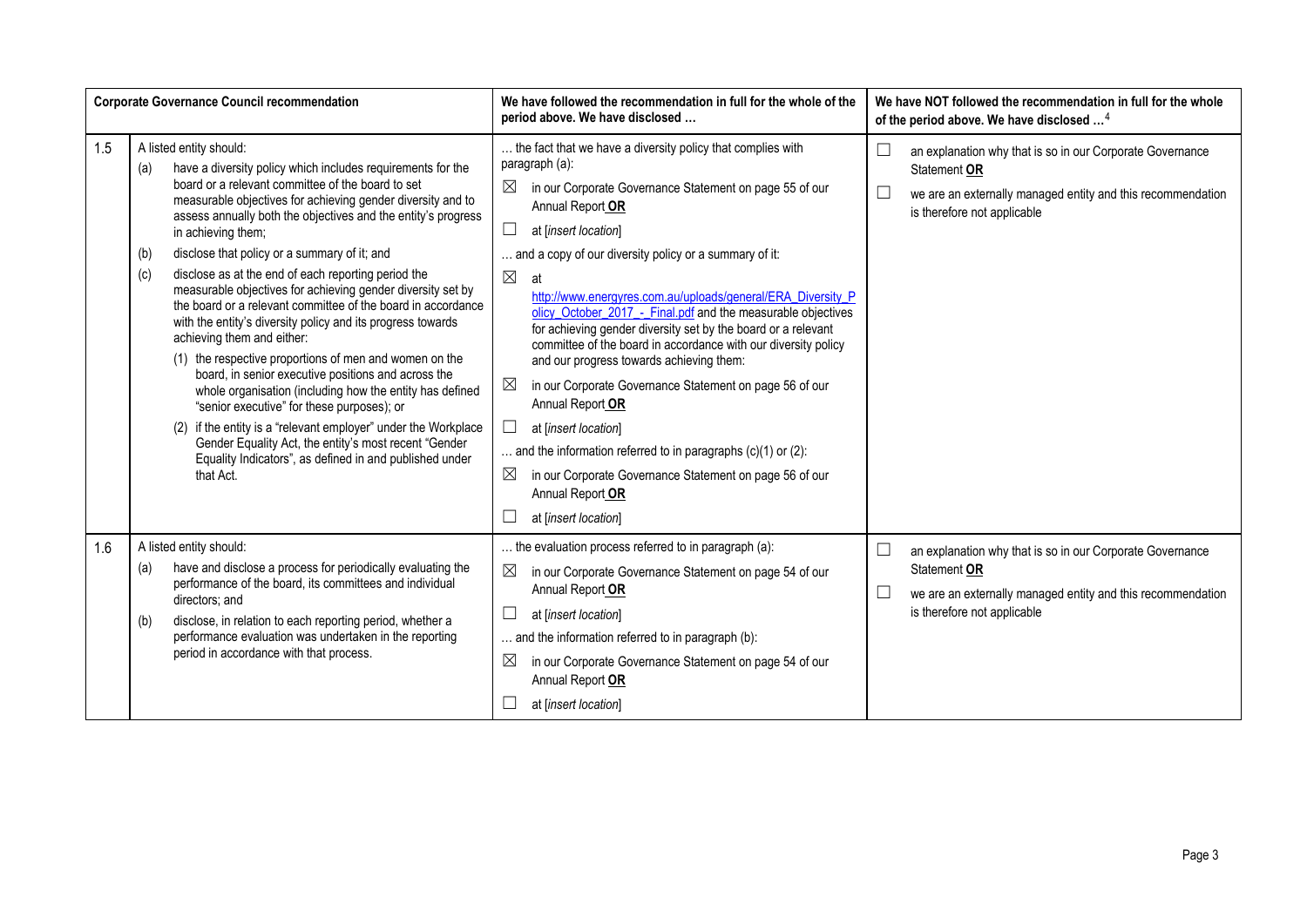| | Corporate Governance Council recommendation | We have followed the recommendation in full for the whole of the period above. We have disclosed … | We have NOT followed the recommendation in full for the whole of the period above. We have disclosed …[4] |
|---|---|---|---|
| 1.5 | A listed entity should:<br>(a) have a diversity policy which includes requirements for the board or a relevant committee of the board to set measurable objectives for achieving gender diversity and to assess annually both the objectives and the entity's progress in achieving them;<br>(b) disclose that policy or a summary of it; and<br>(c) disclose as at the end of each reporting period the measurable objectives for achieving gender diversity set by the board or a relevant committee of the board in accordance with the entity's diversity policy and its progress towards achieving them and either:<br>(1) the respective proportions of men and women on the board, in senior executive positions and across the whole organisation (including how the entity has defined "senior executive" for these purposes); or<br>(2) if the entity is a "relevant employer" under the Workplace Gender Equality Act, the entity's most recent "Gender Equality Indicators", as defined in and published under that Act. | … the fact that we have a diversity policy that complies with paragraph (a):<br>☒ in our Corporate Governance Statement on page 55 of our Annual Report **OR**<br>☐ at [*insert location*]<br>… and a copy of our diversity policy or a summary of it:<br>☒ at http://www.energyres.com.au/uploads/general/ERA_Diversity_Policy_October_2017_-_Final.pdf and the measurable objectives for achieving gender diversity set by the board or a relevant committee of the board in accordance with our diversity policy and our progress towards achieving them:<br>☒ in our Corporate Governance Statement on page 56 of our Annual Report **OR**<br>☐ at [*insert location*]<br>… and the information referred to in paragraphs (c)(1) or (2):<br>☒ in our Corporate Governance Statement on page 56 of our Annual Report **OR**<br>☐ at [*insert location*] | ☐ an explanation why that is so in our Corporate Governance Statement **OR**<br>☐ we are an externally managed entity and this recommendation is therefore not applicable |
| 1.6 | A listed entity should:<br>(a) have and disclose a process for periodically evaluating the performance of the board, its committees and individual directors; and<br>(b) disclose, in relation to each reporting period, whether a performance evaluation was undertaken in the reporting period in accordance with that process. | … the evaluation process referred to in paragraph (a):<br>☒ in our Corporate Governance Statement on page 54 of our Annual Report **OR**<br>☐ at [*insert location*]<br>… and the information referred to in paragraph (b):<br>☒ in our Corporate Governance Statement on page 54 of our Annual Report **OR**<br>☐ at [*insert location*] | ☐ an explanation why that is so in our Corporate Governance Statement **OR**<br>☐ we are an externally managed entity and this recommendation is therefore not applicable |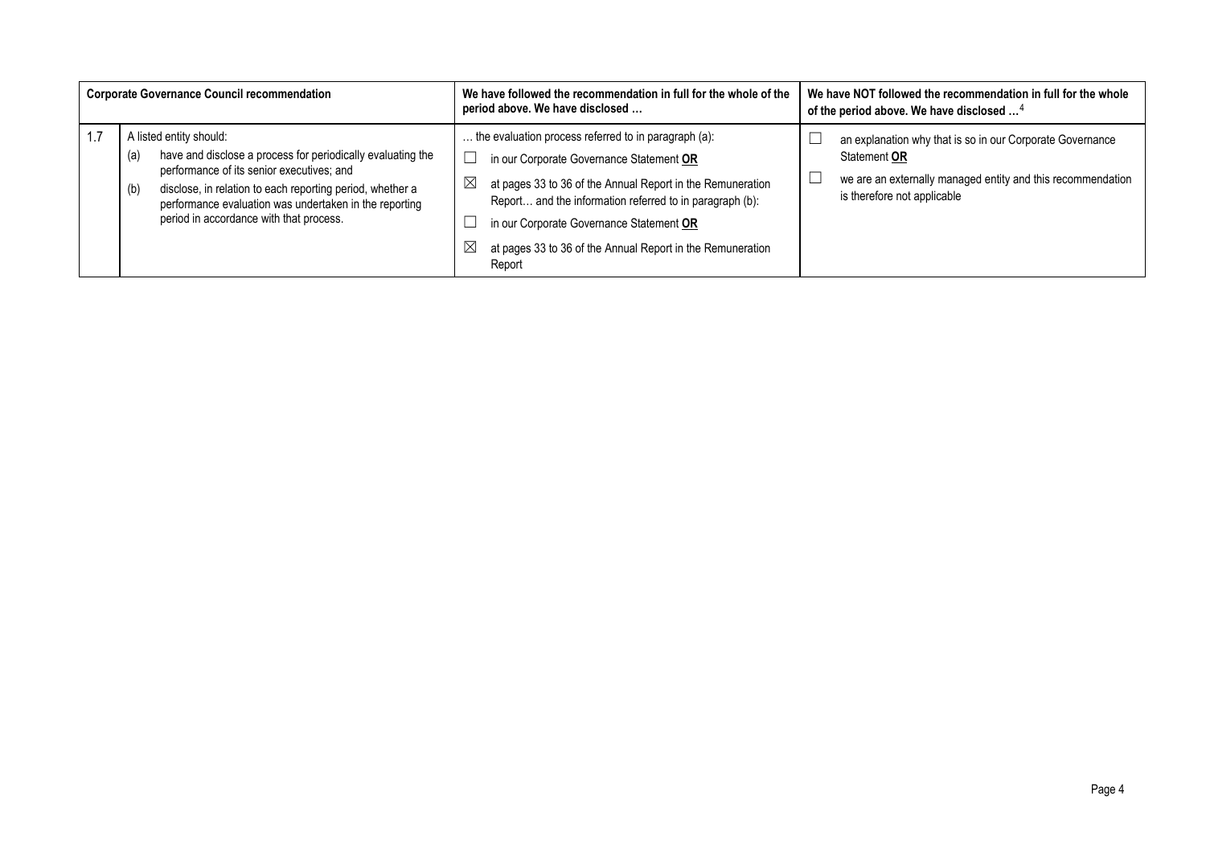| | Corporate Governance Council recommendation | We have followed the recommendation in full for the whole of the period above. We have disclosed … | We have NOT followed the recommendation in full for the whole of the period above. We have disclosed …[4] |
|---|---|---|---|
| 1.7 | A listed entity should:<br>(a) have and disclose a process for periodically evaluating the performance of its senior executives; and<br>(b) disclose, in relation to each reporting period, whether a performance evaluation was undertaken in the reporting period in accordance with that process. | … the evaluation process referred to in paragraph (a):<br>☐ in our Corporate Governance Statement **OR**<br>☒ at pages 33 to 36 of the Annual Report in the Remuneration Report… and the information referred to in paragraph (b):<br>☐ in our Corporate Governance Statement **OR**<br>☒ at pages 33 to 36 of the Annual Report in the Remuneration Report | ☐ an explanation why that is so in our Corporate Governance Statement **OR**<br>☐ we are an externally managed entity and this recommendation is therefore not applicable |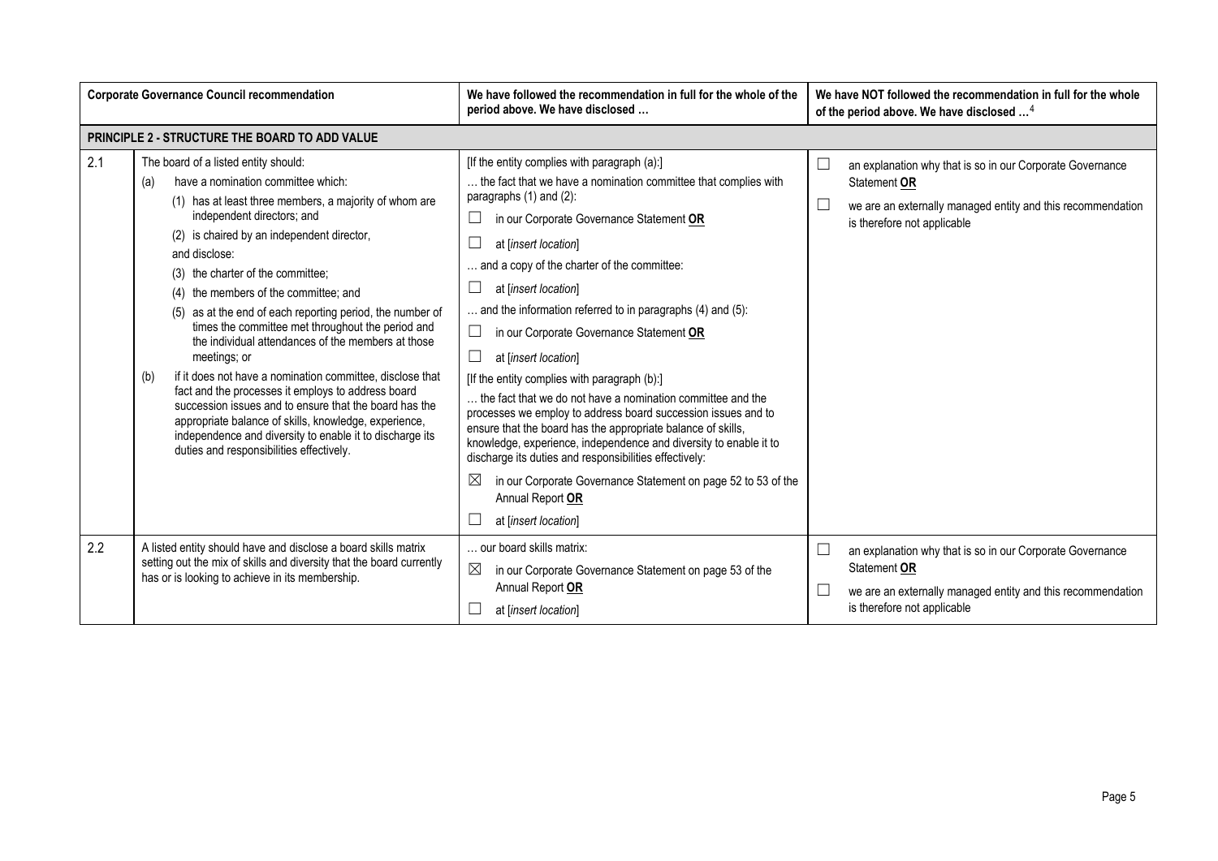| | Corporate Governance Council recommendation | We have followed the recommendation in full for the whole of the period above. We have disclosed … | We have NOT followed the recommendation in full for the whole of the period above. We have disclosed …[4] |
|---|---|---|---|
| **PRINCIPLE 2 - STRUCTURE THE BOARD TO ADD VALUE** | | | |
| 2.1 | The board of a listed entity should:<br>(a) have a nomination committee which:<br>(1) has at least three members, a majority of whom are independent directors; and<br>(2) is chaired by an independent director,<br>and disclose:<br>(3) the charter of the committee;<br>(4) the members of the committee; and<br>(5) as at the end of each reporting period, the number of times the committee met throughout the period and the individual attendances of the members at those meetings; or<br>(b) if it does not have a nomination committee, disclose that fact and the processes it employs to address board succession issues and to ensure that the board has the appropriate balance of skills, knowledge, experience, independence and diversity to enable it to discharge its duties and responsibilities effectively. | [If the entity complies with paragraph (a):]<br>… the fact that we have a nomination committee that complies with paragraphs (1) and (2):<br>☐ in our Corporate Governance Statement **OR**<br>☐ at [*insert location*]<br>… and a copy of the charter of the committee:<br>☐ at [*insert location*]<br>… and the information referred to in paragraphs (4) and (5):<br>☐ in our Corporate Governance Statement **OR**<br>☐ at [*insert location*]<br>[If the entity complies with paragraph (b):]<br>… the fact that we do not have a nomination committee and the processes we employ to address board succession issues and to ensure that the board has the appropriate balance of skills, knowledge, experience, independence and diversity to enable it to discharge its duties and responsibilities effectively:<br>☒ in our Corporate Governance Statement on page 52 to 53 of the Annual Report **OR**<br>☐ at [*insert location*] | ☐ an explanation why that is so in our Corporate Governance Statement **OR**<br>☐ we are an externally managed entity and this recommendation is therefore not applicable |
| 2.2 | A listed entity should have and disclose a board skills matrix setting out the mix of skills and diversity that the board currently has or is looking to achieve in its membership. | … our board skills matrix:<br>☒ in our Corporate Governance Statement on page 53 of the Annual Report **OR**<br>☐ at [*insert location*] | ☐ an explanation why that is so in our Corporate Governance Statement **OR**<br>☐ we are an externally managed entity and this recommendation is therefore not applicable |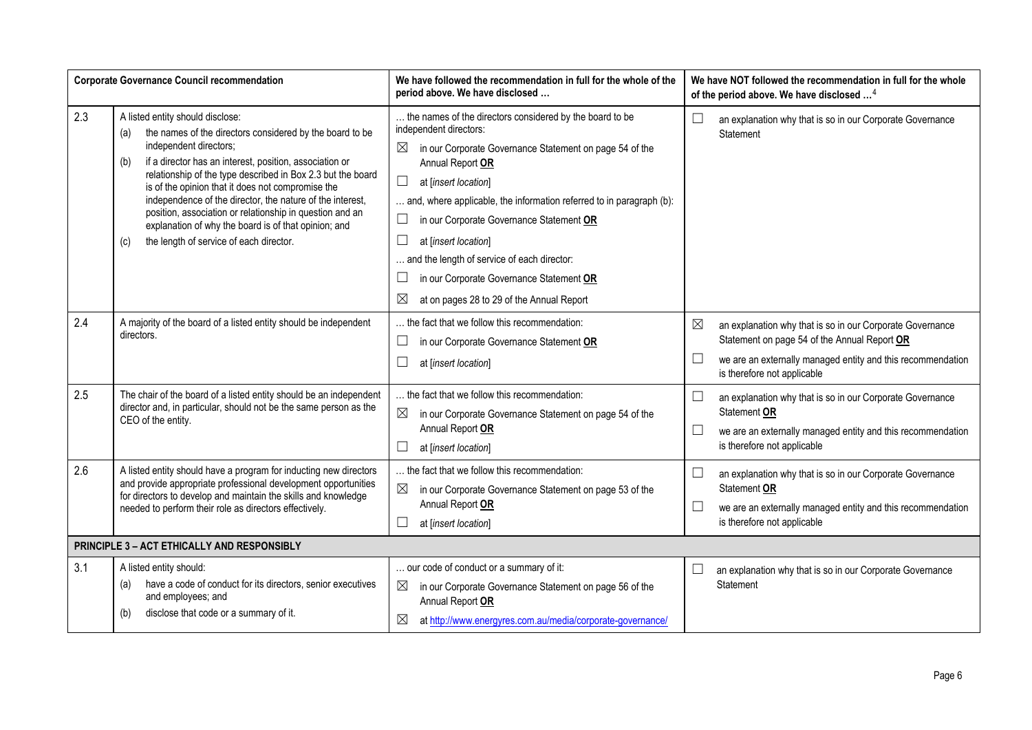| | Corporate Governance Council recommendation | We have followed the recommendation in full for the whole of the period above. We have disclosed … | We have NOT followed the recommendation in full for the whole of the period above. We have disclosed …[4] |
|---|---|---|---|
| 2.3 | A listed entity should disclose:<br>(a) the names of the directors considered by the board to be independent directors;<br>(b) if a director has an interest, position, association or relationship of the type described in Box 2.3 but the board is of the opinion that it does not compromise the independence of the director, the nature of the interest, position, association or relationship in question and an explanation of why the board is of that opinion; and<br>(c) the length of service of each director. | … the names of the directors considered by the board to be independent directors:<br>☒ in our Corporate Governance Statement on page 54 of the Annual Report **OR**<br>☐ at *[insert location]*<br>… and, where applicable, the information referred to in paragraph (b):<br>☐ in our Corporate Governance Statement **OR**<br>☐ at *[insert location]*<br>… and the length of service of each director:<br>☐ in our Corporate Governance Statement **OR**<br>☒ at on pages 28 to 29 of the Annual Report | ☐ an explanation why that is so in our Corporate Governance Statement |
| 2.4 | A majority of the board of a listed entity should be independent directors. | … the fact that we follow this recommendation:<br>☐ in our Corporate Governance Statement **OR**<br>☐ at *[insert location]* | ☒ an explanation why that is so in our Corporate Governance Statement on page 54 of the Annual Report **OR**<br>☐ we are an externally managed entity and this recommendation is therefore not applicable |
| 2.5 | The chair of the board of a listed entity should be an independent director and, in particular, should not be the same person as the CEO of the entity. | … the fact that we follow this recommendation:<br>☒ in our Corporate Governance Statement on page 54 of the Annual Report **OR**<br>☐ at *[insert location]* | ☐ an explanation why that is so in our Corporate Governance Statement **OR**<br>☐ we are an externally managed entity and this recommendation is therefore not applicable |
| 2.6 | A listed entity should have a program for inducting new directors and provide appropriate professional development opportunities for directors to develop and maintain the skills and knowledge needed to perform their role as directors effectively. | … the fact that we follow this recommendation:<br>☒ in our Corporate Governance Statement on page 53 of the Annual Report **OR**<br>☐ at *[insert location]* | ☐ an explanation why that is so in our Corporate Governance Statement **OR**<br>☐ we are an externally managed entity and this recommendation is therefore not applicable |
| **PRINCIPLE 3 – ACT ETHICALLY AND RESPONSIBLY** | | | |
| 3.1 | A listed entity should:<br>(a) have a code of conduct for its directors, senior executives and employees; and<br>(b) disclose that code or a summary of it. | … our code of conduct or a summary of it:<br>☒ in our Corporate Governance Statement on page 56 of the Annual Report **OR**<br>☒ at http://www.energyres.com.au/media/corporate-governance/ | ☐ an explanation why that is so in our Corporate Governance Statement |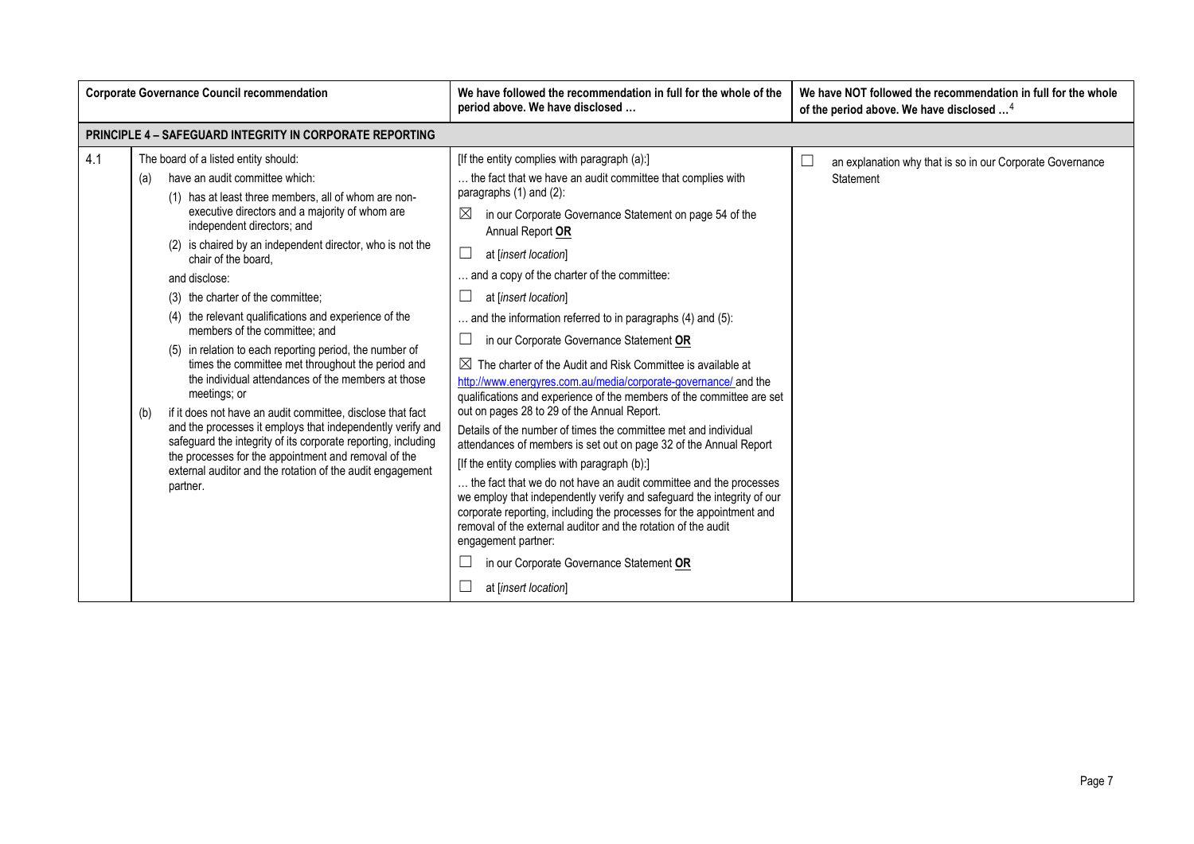| | Corporate Governance Council recommendation | We have followed the recommendation in full for the whole of the period above. We have disclosed … | We have NOT followed the recommendation in full for the whole of the period above. We have disclosed …[4] |
|---|---|---|---|
| **PRINCIPLE 4 – SAFEGUARD INTEGRITY IN CORPORATE REPORTING** | | | |
| 4.1 | The board of a listed entity should:<br>(a) have an audit committee which:<br>(1) has at least three members, all of whom are non-executive directors and a majority of whom are independent directors; and<br>(2) is chaired by an independent director, who is not the chair of the board,<br>and disclose:<br>(3) the charter of the committee;<br>(4) the relevant qualifications and experience of the members of the committee; and<br>(5) in relation to each reporting period, the number of times the committee met throughout the period and the individual attendances of the members at those meetings; or<br>(b) if it does not have an audit committee, disclose that fact and the processes it employs that independently verify and safeguard the integrity of its corporate reporting, including the processes for the appointment and removal of the external auditor and the rotation of the audit engagement partner. | [If the entity complies with paragraph (a):]<br>… the fact that we have an audit committee that complies with paragraphs (1) and (2):<br>☒ in our Corporate Governance Statement on page 54 of the Annual Report **OR**<br>☐ at [*insert location*]<br>… and a copy of the charter of the committee:<br>☐ at [*insert location*]<br>… and the information referred to in paragraphs (4) and (5):<br>☐ in our Corporate Governance Statement **OR**<br>☒ The charter of the Audit and Risk Committee is available at http://www.energyres.com.au/media/corporate-governance/ and the qualifications and experience of the members of the committee are set out on pages 28 to 29 of the Annual Report.<br>Details of the number of times the committee met and individual attendances of members is set out on page 32 of the Annual Report<br>[If the entity complies with paragraph (b):]<br>… the fact that we do not have an audit committee and the processes we employ that independently verify and safeguard the integrity of our corporate reporting, including the processes for the appointment and removal of the external auditor and the rotation of the audit engagement partner:<br>☐ in our Corporate Governance Statement **OR**<br>☐ at [*insert location*] | ☐ an explanation why that is so in our Corporate Governance Statement |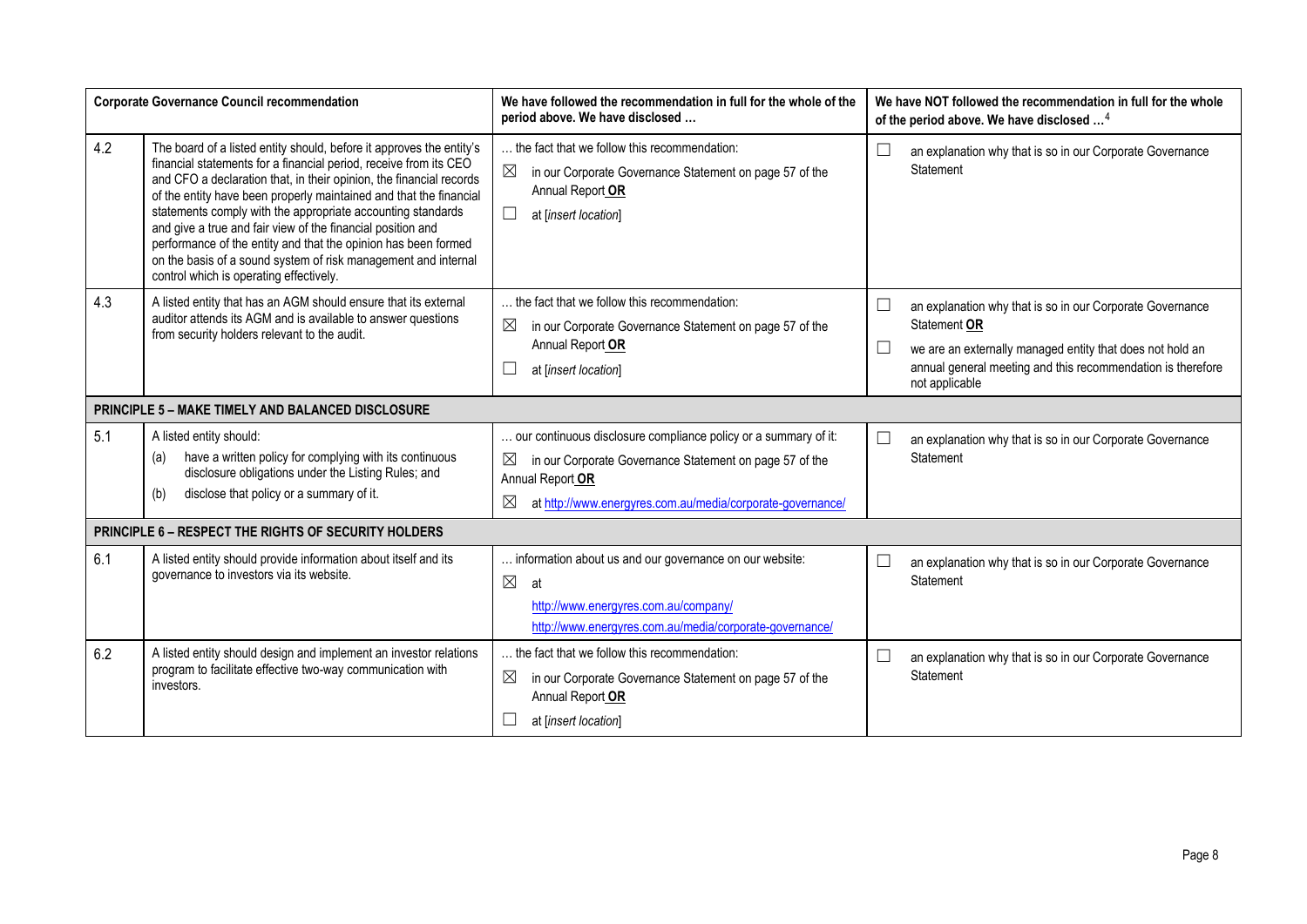| | Corporate Governance Council recommendation | We have followed the recommendation in full for the whole of the period above. We have disclosed … | We have NOT followed the recommendation in full for the whole of the period above. We have disclosed …[4] |
|---|---|---|---|
| 4.2 | The board of a listed entity should, before it approves the entity's financial statements for a financial period, receive from its CEO and CFO a declaration that, in their opinion, the financial records of the entity have been properly maintained and that the financial statements comply with the appropriate accounting standards and give a true and fair view of the financial position and performance of the entity and that the opinion has been formed on the basis of a sound system of risk management and internal control which is operating effectively. | … the fact that we follow this recommendation:<br>☒ in our Corporate Governance Statement on page 57 of the Annual Report **OR**<br>☐ at [*insert location*] | ☐ an explanation why that is so in our Corporate Governance Statement |
| 4.3 | A listed entity that has an AGM should ensure that its external auditor attends its AGM and is available to answer questions from security holders relevant to the audit. | … the fact that we follow this recommendation:<br>☒ in our Corporate Governance Statement on page 57 of the Annual Report **OR**<br>☐ at [*insert location*] | ☐ an explanation why that is so in our Corporate Governance Statement **OR**<br>☐ we are an externally managed entity that does not hold an annual general meeting and this recommendation is therefore not applicable |
| **PRINCIPLE 5 – MAKE TIMELY AND BALANCED DISCLOSURE** | | | |
| 5.1 | A listed entity should:<br>(a) have a written policy for complying with its continuous disclosure obligations under the Listing Rules; and<br>(b) disclose that policy or a summary of it. | … our continuous disclosure compliance policy or a summary of it:<br>☒ in our Corporate Governance Statement on page 57 of the Annual Report **OR**<br>☒ at http://www.energyres.com.au/media/corporate-governance/ | ☐ an explanation why that is so in our Corporate Governance Statement |
| **PRINCIPLE 6 – RESPECT THE RIGHTS OF SECURITY HOLDERS** | | | |
| 6.1 | A listed entity should provide information about itself and its governance to investors via its website. | … information about us and our governance on our website:<br>☒ at<br>http://www.energyres.com.au/company/<br>http://www.energyres.com.au/media/corporate-governance/ | ☐ an explanation why that is so in our Corporate Governance Statement |
| 6.2 | A listed entity should design and implement an investor relations program to facilitate effective two-way communication with investors. | … the fact that we follow this recommendation:<br>☒ in our Corporate Governance Statement on page 57 of the Annual Report **OR**<br>☐ at [*insert location*] | ☐ an explanation why that is so in our Corporate Governance Statement |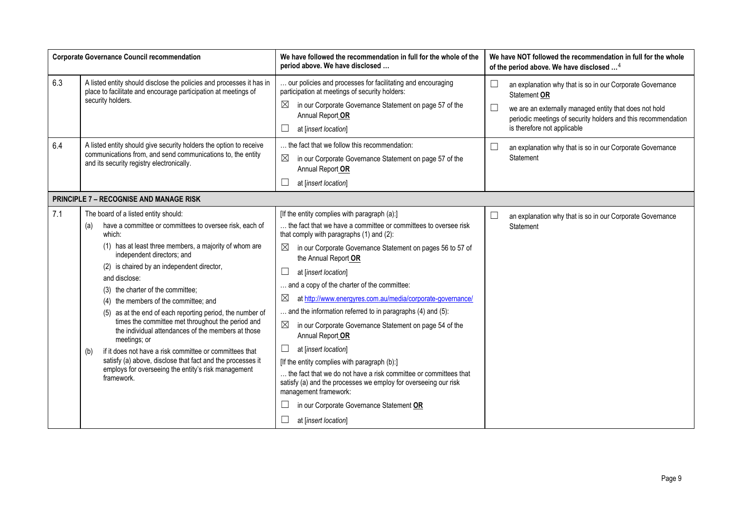| | Corporate Governance Council recommendation | We have followed the recommendation in full for the whole of the period above. We have disclosed … | We have NOT followed the recommendation in full for the whole of the period above. We have disclosed …[4] |
|---|---|---|---|
| 6.3 | A listed entity should disclose the policies and processes it has in place to facilitate and encourage participation at meetings of security holders. | … our policies and processes for facilitating and encouraging participation at meetings of security holders:<br>☒ in our Corporate Governance Statement on page 57 of the Annual Report **OR**<br>☐ at [*insert location*] | ☐ an explanation why that is so in our Corporate Governance Statement **OR**<br>☐ we are an externally managed entity that does not hold periodic meetings of security holders and this recommendation is therefore not applicable |
| 6.4 | A listed entity should give security holders the option to receive communications from, and send communications to, the entity and its security registry electronically. | … the fact that we follow this recommendation:<br>☒ in our Corporate Governance Statement on page 57 of the Annual Report **OR**<br>☐ at [*insert location*] | ☐ an explanation why that is so in our Corporate Governance Statement |
| **PRINCIPLE 7 – RECOGNISE AND MANAGE RISK** | | | |
| 7.1 | The board of a listed entity should:<br>(a) have a committee or committees to oversee risk, each of which:<br>(1) has at least three members, a majority of whom are independent directors; and<br>(2) is chaired by an independent director,<br>and disclose:<br>(3) the charter of the committee;<br>(4) the members of the committee; and<br>(5) as at the end of each reporting period, the number of times the committee met throughout the period and the individual attendances of the members at those meetings; or<br>(b) if it does not have a risk committee or committees that satisfy (a) above, disclose that fact and the processes it employs for overseeing the entity's risk management framework. | [If the entity complies with paragraph (a):]<br>… the fact that we have a committee or committees to oversee risk that comply with paragraphs (1) and (2):<br>☒ in our Corporate Governance Statement on pages 56 to 57 of the Annual Report **OR**<br>☐ at [*insert location*]<br>… and a copy of the charter of the committee:<br>☒ at http://www.energyres.com.au/media/corporate-governance/<br>… and the information referred to in paragraphs (4) and (5):<br>☒ in our Corporate Governance Statement on page 54 of the Annual Report **OR**<br>☐ at [*insert location*]<br>[If the entity complies with paragraph (b):]<br>… the fact that we do not have a risk committee or committees that satisfy (a) and the processes we employ for overseeing our risk management framework:<br>☐ in our Corporate Governance Statement **OR**<br>☐ at [*insert location*] | ☐ an explanation why that is so in our Corporate Governance Statement |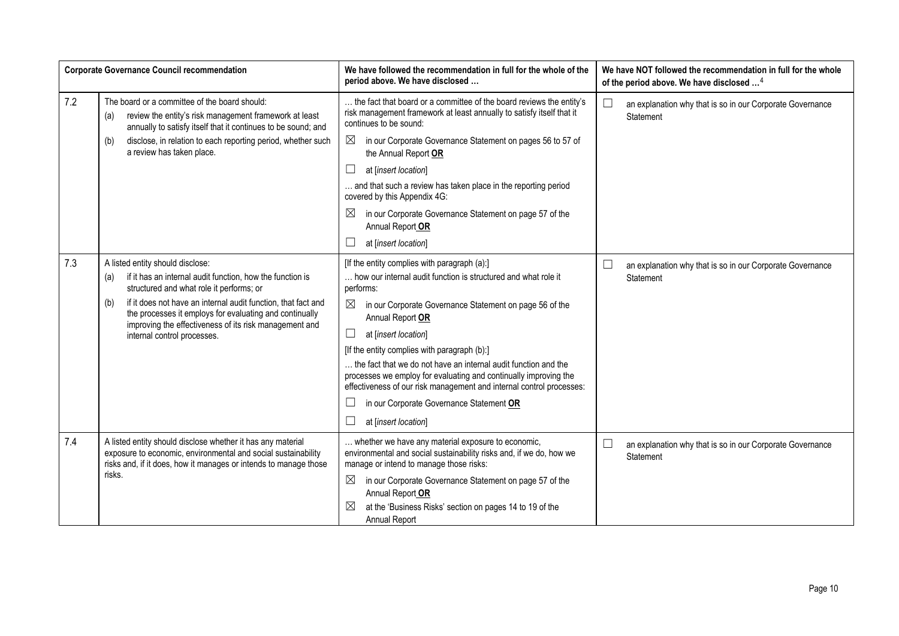| | Corporate Governance Council recommendation | We have followed the recommendation in full for the whole of the period above. We have disclosed … | We have NOT followed the recommendation in full for the whole of the period above. We have disclosed …[4] |
|---|---|---|---|
| 7.2 | The board or a committee of the board should:<br>(a) review the entity's risk management framework at least annually to satisfy itself that it continues to be sound; and<br>(b) disclose, in relation to each reporting period, whether such a review has taken place. | … the fact that board or a committee of the board reviews the entity's risk management framework at least annually to satisfy itself that it continues to be sound:<br>☒ in our Corporate Governance Statement on pages 56 to 57 of the Annual Report **OR**<br>☐ at [*insert location*]<br>… and that such a review has taken place in the reporting period covered by this Appendix 4G:<br>☒ in our Corporate Governance Statement on page 57 of the Annual Report **OR**<br>☐ at [*insert location*] | ☐ an explanation why that is so in our Corporate Governance Statement |
| 7.3 | A listed entity should disclose:<br>(a) if it has an internal audit function, how the function is structured and what role it performs; or<br>(b) if it does not have an internal audit function, that fact and the processes it employs for evaluating and continually improving the effectiveness of its risk management and internal control processes. | [If the entity complies with paragraph (a):]<br>… how our internal audit function is structured and what role it performs:<br>☒ in our Corporate Governance Statement on page 56 of the Annual Report **OR**<br>☐ at [*insert location*]<br>[If the entity complies with paragraph (b):]<br>… the fact that we do not have an internal audit function and the processes we employ for evaluating and continually improving the effectiveness of our risk management and internal control processes:<br>☐ in our Corporate Governance Statement **OR**<br>☐ at [*insert location*] | ☐ an explanation why that is so in our Corporate Governance Statement |
| 7.4 | A listed entity should disclose whether it has any material exposure to economic, environmental and social sustainability risks and, if it does, how it manages or intends to manage those risks. | … whether we have any material exposure to economic, environmental and social sustainability risks and, if we do, how we manage or intend to manage those risks:<br>☒ in our Corporate Governance Statement on page 57 of the Annual Report **OR**<br>☒ at the 'Business Risks' section on pages 14 to 19 of the Annual Report | ☐ an explanation why that is so in our Corporate Governance Statement |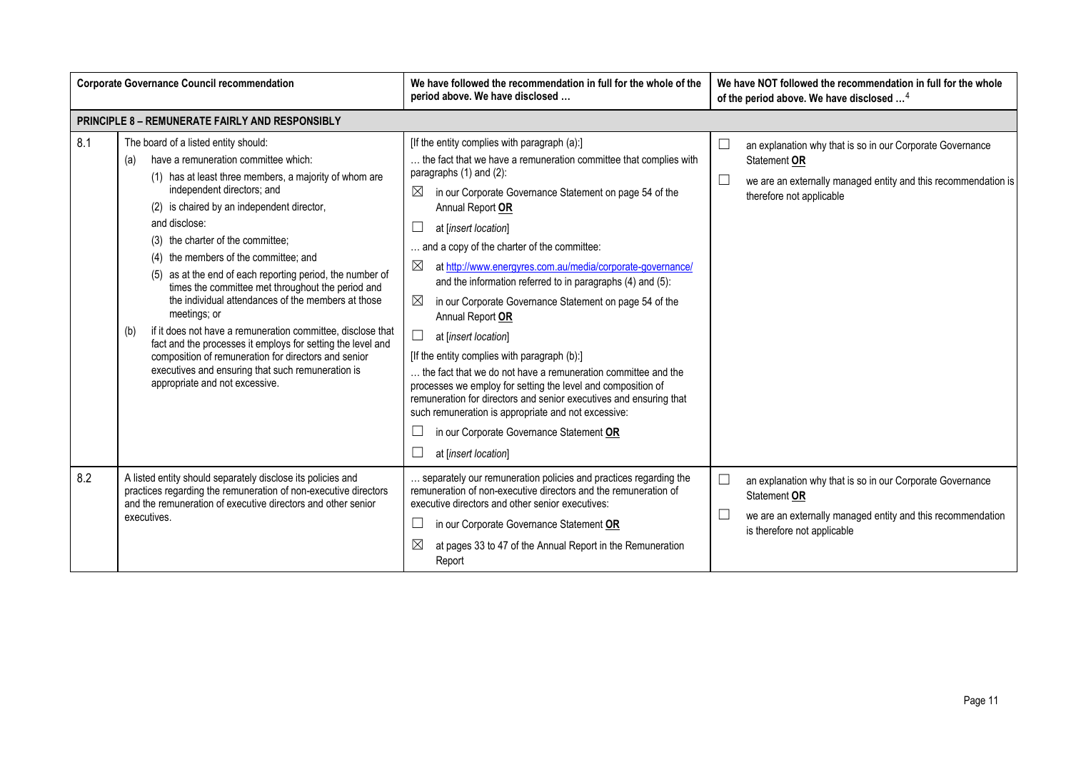| | Corporate Governance Council recommendation | We have followed the recommendation in full for the whole of the period above. We have disclosed … | We have NOT followed the recommendation in full for the whole of the period above. We have disclosed …[4] |
|---|---|---|---|
| **PRINCIPLE 8 – REMUNERATE FAIRLY AND RESPONSIBLY** | | | |
| 8.1 | The board of a listed entity should:<br>(a) have a remuneration committee which:<br>(1) has at least three members, a majority of whom are independent directors; and<br>(2) is chaired by an independent director,<br>and disclose:<br>(3) the charter of the committee;<br>(4) the members of the committee; and<br>(5) as at the end of each reporting period, the number of times the committee met throughout the period and the individual attendances of the members at those meetings; or<br>(b) if it does not have a remuneration committee, disclose that fact and the processes it employs for setting the level and composition of remuneration for directors and senior executives and ensuring that such remuneration is appropriate and not excessive. | [If the entity complies with paragraph (a):]<br>… the fact that we have a remuneration committee that complies with paragraphs (1) and (2):<br>☒ in our Corporate Governance Statement on page 54 of the Annual Report **OR**<br>☐ at [*insert location*]<br>… and a copy of the charter of the committee:<br>☒ at http://www.energyres.com.au/media/corporate-governance/<br>and the information referred to in paragraphs (4) and (5):<br>☒ in our Corporate Governance Statement on page 54 of the Annual Report **OR**<br>☐ at [*insert location*]<br>[If the entity complies with paragraph (b):]<br>… the fact that we do not have a remuneration committee and the processes we employ for setting the level and composition of remuneration for directors and senior executives and ensuring that such remuneration is appropriate and not excessive:<br>☐ in our Corporate Governance Statement **OR**<br>☐ at [*insert location*] | ☐ an explanation why that is so in our Corporate Governance Statement **OR**<br>☐ we are an externally managed entity and this recommendation is therefore not applicable |
| 8.2 | A listed entity should separately disclose its policies and practices regarding the remuneration of non-executive directors and the remuneration of executive directors and other senior executives. | … separately our remuneration policies and practices regarding the remuneration of non-executive directors and the remuneration of executive directors and other senior executives:<br>☐ in our Corporate Governance Statement **OR**<br>☒ at pages 33 to 47 of the Annual Report in the Remuneration Report | ☐ an explanation why that is so in our Corporate Governance Statement **OR**<br>☐ we are an externally managed entity and this recommendation is therefore not applicable |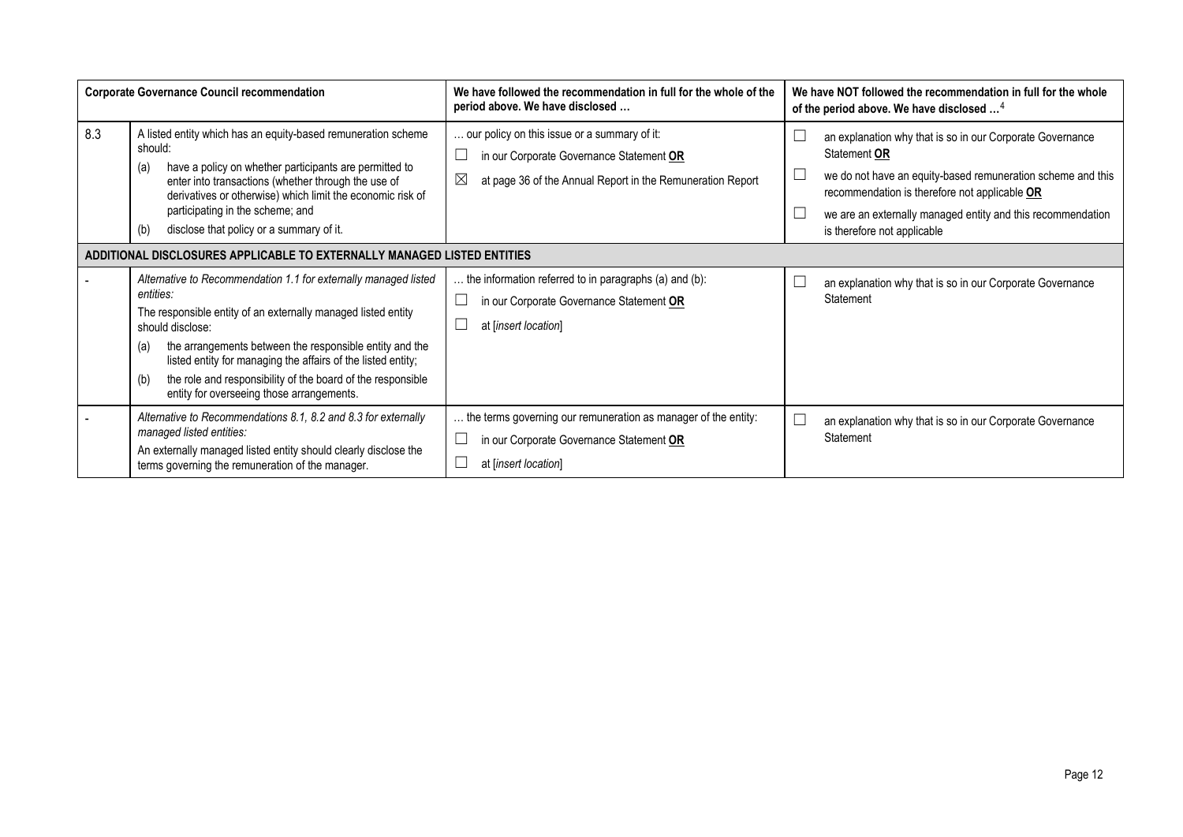| Corporate Governance Council recommendation | | We have followed the recommendation in full for the whole of the period above. We have disclosed … | We have NOT followed the recommendation in full for the whole of the period above. We have disclosed …[4] |
|---|---|---|---|
| 8.3 | A listed entity which has an equity-based remuneration scheme should:<br>(a) have a policy on whether participants are permitted to enter into transactions (whether through the use of derivatives or otherwise) which limit the economic risk of participating in the scheme; and<br>(b) disclose that policy or a summary of it. | … our policy on this issue or a summary of it:<br>☐ in our Corporate Governance Statement **OR**<br>☒ at page 36 of the Annual Report in the Remuneration Report | ☐ an explanation why that is so in our Corporate Governance Statement **OR**<br>☐ we do not have an equity-based remuneration scheme and this recommendation is therefore not applicable **OR**<br>☐ we are an externally managed entity and this recommendation is therefore not applicable |
| **ADDITIONAL DISCLOSURES APPLICABLE TO EXTERNALLY MANAGED LISTED ENTITIES** | | | |
| - | *Alternative to Recommendation 1.1 for externally managed listed entities:*<br>The responsible entity of an externally managed listed entity should disclose:<br>(a) the arrangements between the responsible entity and the listed entity for managing the affairs of the listed entity;<br>(b) the role and responsibility of the board of the responsible entity for overseeing those arrangements. | … the information referred to in paragraphs (a) and (b):<br>☐ in our Corporate Governance Statement **OR**<br>☐ at [*insert location*] | ☐ an explanation why that is so in our Corporate Governance Statement |
| - | *Alternative to Recommendations 8.1, 8.2 and 8.3 for externally managed listed entities:*<br>An externally managed listed entity should clearly disclose the terms governing the remuneration of the manager. | … the terms governing our remuneration as manager of the entity:<br>☐ in our Corporate Governance Statement **OR**<br>☐ at [*insert location*] | ☐ an explanation why that is so in our Corporate Governance Statement |